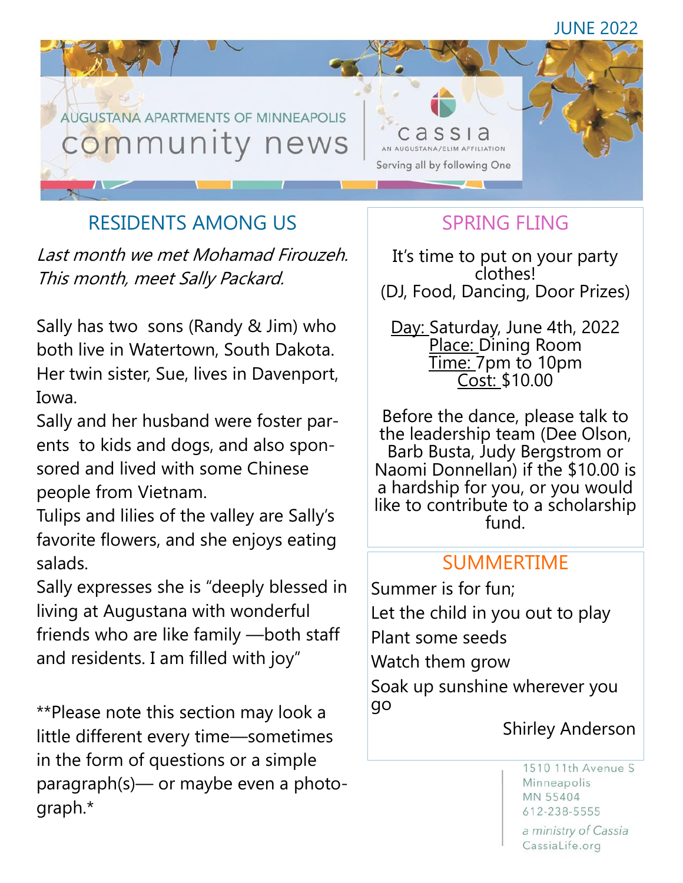JUNE 2022

AUGUSTANA APARTMENTS OF MINNEAPOLIS

# community news

cassia
AN AUGUSTANA/ELIM AFFILIATION
Serving all by following One

## RESIDENTS AMONG US

*Last month we met Mohamad Firouzeh. This month, meet Sally Packard.*

Sally has two sons (Randy & Jim) who both live in Watertown, South Dakota. Her twin sister, Sue, lives in Davenport, Iowa.

Sally and her husband were foster parents to kids and dogs, and also sponsored and lived with some Chinese people from Vietnam.

Tulips and lilies of the valley are Sally's favorite flowers, and she enjoys eating salads.

Sally expresses she is "deeply blessed in living at Augustana with wonderful friends who are like family —both staff and residents. I am filled with joy"

**Please note this section may look a little different every time—sometimes in the form of questions or a simple paragraph(s)— or maybe even a photograph.*

## SPRING FLING

It's time to put on your party clothes!
(DJ, Food, Dancing, Door Prizes)

Day: Saturday, June 4th, 2022
Place: Dining Room
Time: 7pm to 10pm
Cost: $10.00

Before the dance, please talk to the leadership team (Dee Olson, Barb Busta, Judy Bergstrom or Naomi Donnellan) if the $10.00 is a hardship for you, or you would like to contribute to a scholarship fund.

## SUMMERTIME

Summer is for fun;
Let the child in you out to play
Plant some seeds
Watch them grow
Soak up sunshine wherever you go

Shirley Anderson

1510 11th Avenue S
Minneapolis
MN 55404
612-238-5555
*a ministry of Cassia*
CassiaLife.org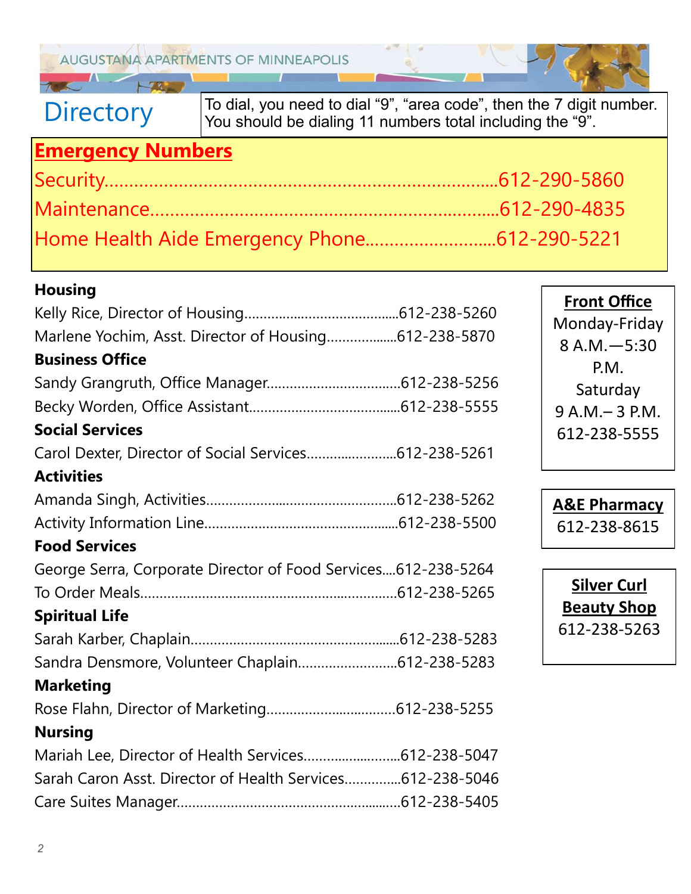AUGUSTANA APARTMENTS OF MINNEAPOLIS

# Directory

To dial, you need to dial “9”, “area code”, then the 7 digit number. You should be dialing 11 numbers total including the “9”.

## Emergency Numbers

Security………………………………………………………………612-290-5860

Maintenance…………………………………………………………612-290-4835

Home Health Aide Emergency Phone………………………612-290-5221

### Housing

Kelly Rice, Director of Housing……………………………………612-238-5260

Marlene Yochim, Asst. Director of Housing………………612-238-5870

### Business Office

Sandy Grangruth, Office Manager………………………………612-238-5256

Becky Worden, Office Assistant…………………………………612-238-5555

### Social Services

Carol Dexter, Director of Social Services……………………612-238-5261

### Activities

Amanda Singh, Activities……………………………………………612-238-5262

Activity Information Line……………………………………………612-238-5500

### Food Services

George Serra, Corporate Director of Food Services….612-238-5264

To Order Meals……………………………………………………………612-238-5265

### Spiritual Life

Sarah Karber, Chaplain…………………………………………………612-238-5283

Sandra Densmore, Volunteer Chaplain……………………612-238-5283

### Marketing

Rose Flahn, Director of Marketing……………………………612-238-5255

### Nursing

Mariah Lee, Director of Health Services……………………612-238-5047

Sarah Caron Asst. Director of Health Services……………612-238-5046

Care Suites Manager……………………………………………………612-238-5405

**Front Office**

Monday-Friday
8 A.M.—5:30 P.M.
Saturday
9 A.M.– 3 P.M.
612-238-5555

**A&E Pharmacy**

612-238-8615

**Silver Curl Beauty Shop**

612-238-5263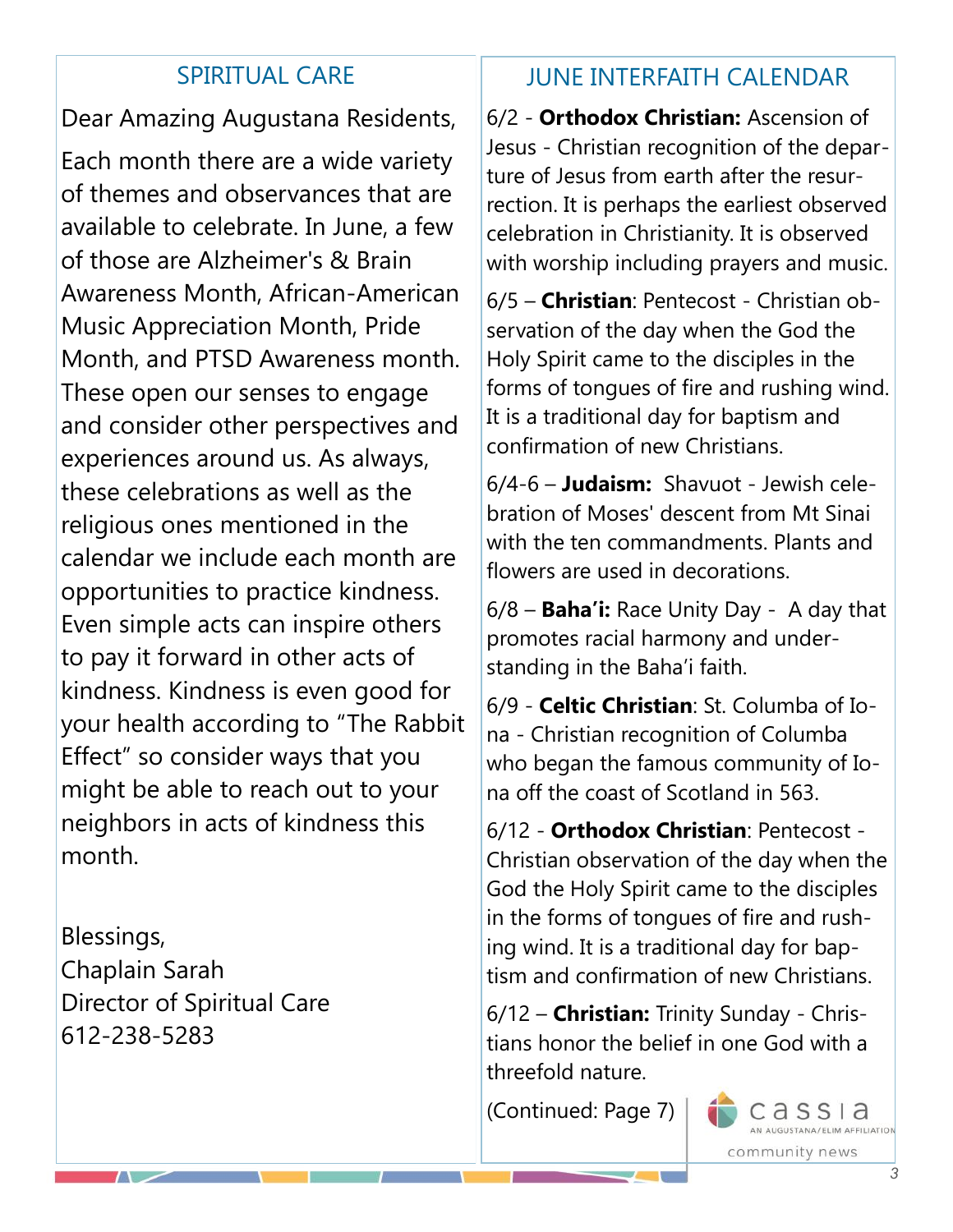## SPIRITUAL CARE

Dear Amazing Augustana Residents,

Each month there are a wide variety of themes and observances that are available to celebrate. In June, a few of those are Alzheimer's & Brain Awareness Month, African-American Music Appreciation Month, Pride Month, and PTSD Awareness month. These open our senses to engage and consider other perspectives and experiences around us. As always, these celebrations as well as the religious ones mentioned in the calendar we include each month are opportunities to practice kindness. Even simple acts can inspire others to pay it forward in other acts of kindness. Kindness is even good for your health according to "The Rabbit Effect" so consider ways that you might be able to reach out to your neighbors in acts of kindness this month.

Blessings,
Chaplain Sarah
Director of Spiritual Care
612-238-5283

## JUNE INTERFAITH CALENDAR

6/2 - **Orthodox Christian:** Ascension of Jesus - Christian recognition of the departure of Jesus from earth after the resurrection. It is perhaps the earliest observed celebration in Christianity. It is observed with worship including prayers and music.

6/5 – **Christian**: Pentecost - Christian observation of the day when the God the Holy Spirit came to the disciples in the forms of tongues of fire and rushing wind. It is a traditional day for baptism and confirmation of new Christians.

6/4-6 – **Judaism:** Shavuot - Jewish celebration of Moses' descent from Mt Sinai with the ten commandments. Plants and flowers are used in decorations.

6/8 – **Baha'i:** Race Unity Day - A day that promotes racial harmony and understanding in the Baha'i faith.

6/9 - **Celtic Christian**: St. Columba of Iona - Christian recognition of Columba who began the famous community of Iona off the coast of Scotland in 563.

6/12 - **Orthodox Christian**: Pentecost - Christian observation of the day when the God the Holy Spirit came to the disciples in the forms of tongues of fire and rushing wind. It is a traditional day for baptism and confirmation of new Christians.

6/12 – **Christian:** Trinity Sunday - Christians honor the belief in one God with a threefold nature.

(Continued: Page 7)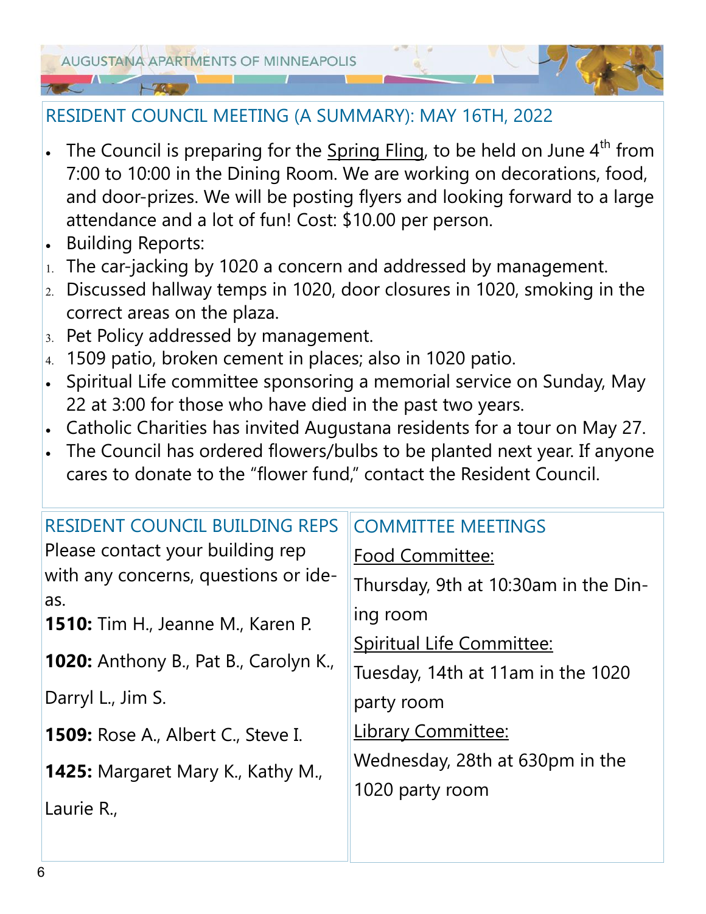## RESIDENT COUNCIL MEETING (A SUMMARY): MAY 16TH, 2022

- The Council is preparing for the Spring Fling, to be held on June 4th from 7:00 to 10:00 in the Dining Room. We are working on decorations, food, and door-prizes. We will be posting flyers and looking forward to a large attendance and a lot of fun! Cost: $10.00 per person.
- Building Reports:

1. The car-jacking by 1020 a concern and addressed by management.
2. Discussed hallway temps in 1020, door closures in 1020, smoking in the correct areas on the plaza.
3. Pet Policy addressed by management.
4. 1509 patio, broken cement in places; also in 1020 patio.

- Spiritual Life committee sponsoring a memorial service on Sunday, May 22 at 3:00 for those who have died in the past two years.
- Catholic Charities has invited Augustana residents for a tour on May 27.
- The Council has ordered flowers/bulbs to be planted next year. If anyone cares to donate to the "flower fund," contact the Resident Council.

## RESIDENT COUNCIL BUILDING REPS

Please contact your building rep with any concerns, questions or ideas.

**1510:** Tim H., Jeanne M., Karen P.

**1020:** Anthony B., Pat B., Carolyn K., Darryl L., Jim S.

**1509:** Rose A., Albert C., Steve I.

**1425:** Margaret Mary K., Kathy M., Laurie R.,

## COMMITTEE MEETINGS

Food Committee:

Thursday, 9th at 10:30am in the Dining room

Spiritual Life Committee:

Tuesday, 14th at 11am in the 1020 party room

Library Committee:

Wednesday, 28th at 630pm in the 1020 party room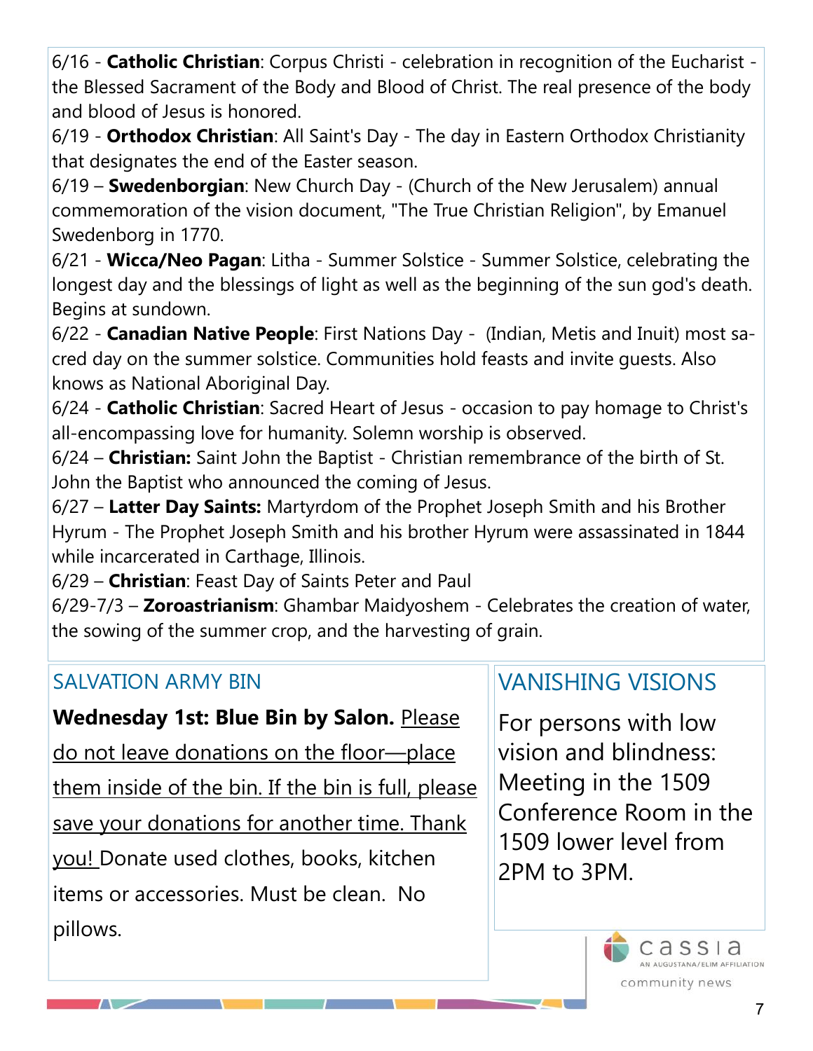6/16 - **Catholic Christian**: Corpus Christi - celebration in recognition of the Eucharist - the Blessed Sacrament of the Body and Blood of Christ. The real presence of the body and blood of Jesus is honored.

6/19 - **Orthodox Christian**: All Saint's Day - The day in Eastern Orthodox Christianity that designates the end of the Easter season.

6/19 – **Swedenborgian**: New Church Day - (Church of the New Jerusalem) annual commemoration of the vision document, "The True Christian Religion", by Emanuel Swedenborg in 1770.

6/21 - **Wicca/Neo Pagan**: Litha - Summer Solstice - Summer Solstice, celebrating the longest day and the blessings of light as well as the beginning of the sun god's death. Begins at sundown.

6/22 - **Canadian Native People**: First Nations Day - (Indian, Metis and Inuit) most sacred day on the summer solstice. Communities hold feasts and invite guests. Also knows as National Aboriginal Day.

6/24 - **Catholic Christian**: Sacred Heart of Jesus - occasion to pay homage to Christ's all-encompassing love for humanity. Solemn worship is observed.

6/24 – **Christian:** Saint John the Baptist - Christian remembrance of the birth of St. John the Baptist who announced the coming of Jesus.

6/27 – **Latter Day Saints:** Martyrdom of the Prophet Joseph Smith and his Brother Hyrum - The Prophet Joseph Smith and his brother Hyrum were assassinated in 1844 while incarcerated in Carthage, Illinois.

6/29 – **Christian**: Feast Day of Saints Peter and Paul

6/29-7/3 – **Zoroastrianism**: Ghambar Maidyoshem - Celebrates the creation of water, the sowing of the summer crop, and the harvesting of grain.

## SALVATION ARMY BIN

**Wednesday 1st: Blue Bin by Salon.** Please do not leave donations on the floor—place them inside of the bin. If the bin is full, please save your donations for another time. Thank you! Donate used clothes, books, kitchen items or accessories. Must be clean. No pillows.

## VANISHING VISIONS

For persons with low vision and blindness: Meeting in the 1509 Conference Room in the 1509 lower level from 2PM to 3PM.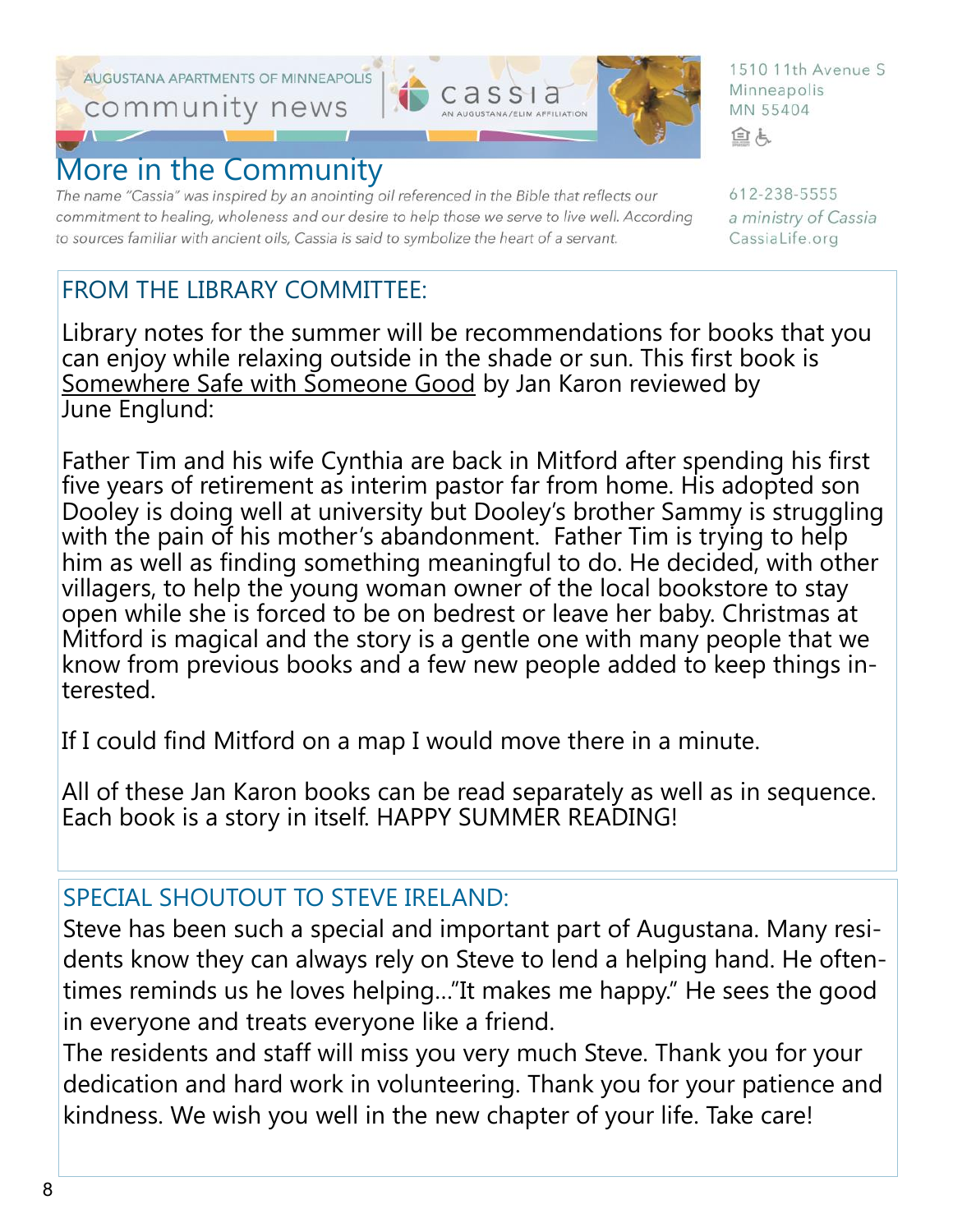AUGUSTANA APARTMENTS OF MINNEAPOLIS

community news

cassia

AN AUGUSTANA/ELIM AFFILIATION

1510 11th Avenue S
Minneapolis
MN 55404

# More in the Community

*The name "Cassia" was inspired by an anointing oil referenced in the Bible that reflects our commitment to healing, wholeness and our desire to help those we serve to live well. According to sources familiar with ancient oils, Cassia is said to symbolize the heart of a servant.*

612-238-5555
*a ministry of Cassia*
CassiaLife.org

## FROM THE LIBRARY COMMITTEE:

Library notes for the summer will be recommendations for books that you can enjoy while relaxing outside in the shade or sun. This first book is Somewhere Safe with Someone Good by Jan Karon reviewed by June Englund:

Father Tim and his wife Cynthia are back in Mitford after spending his first five years of retirement as interim pastor far from home. His adopted son Dooley is doing well at university but Dooley's brother Sammy is struggling with the pain of his mother's abandonment. Father Tim is trying to help him as well as finding something meaningful to do. He decided, with other villagers, to help the young woman owner of the local bookstore to stay open while she is forced to be on bedrest or leave her baby. Christmas at Mitford is magical and the story is a gentle one with many people that we know from previous books and a few new people added to keep things interested.

If I could find Mitford on a map I would move there in a minute.

All of these Jan Karon books can be read separately as well as in sequence. Each book is a story in itself. HAPPY SUMMER READING!

## SPECIAL SHOUTOUT TO STEVE IRELAND:

Steve has been such a special and important part of Augustana. Many residents know they can always rely on Steve to lend a helping hand. He oftentimes reminds us he loves helping…"It makes me happy." He sees the good in everyone and treats everyone like a friend.

The residents and staff will miss you very much Steve. Thank you for your dedication and hard work in volunteering. Thank you for your patience and kindness. We wish you well in the new chapter of your life. Take care!